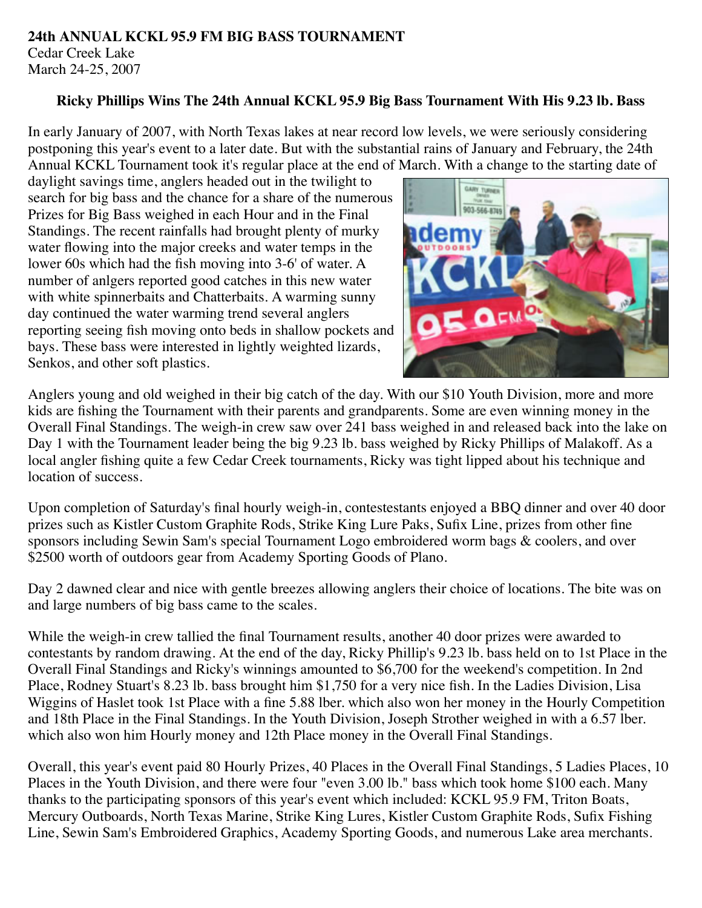**24th ANNUAL KCKL 95.9 FM BIG BASS TOURNAMENT**
Cedar Creek Lake
March 24-25, 2007

### Ricky Phillips Wins The 24th Annual KCKL 95.9 Big Bass Tournament With His 9.23 lb. Bass

In early January of 2007, with North Texas lakes at near record low levels, we were seriously considering postponing this year's event to a later date. But with the substantial rains of January and February, the 24th Annual KCKL Tournament took it's regular place at the end of March. With a change to the starting date of daylight savings time, anglers headed out in the twilight to search for big bass and the chance for a share of the numerous Prizes for Big Bass weighed in each Hour and in the Final Standings. The recent rainfalls had brought plenty of murky water flowing into the major creeks and water temps in the lower 60s which had the fish moving into 3-6' of water. A number of anlgers reported good catches in this new water with white spinnerbaits and Chatterbaits. A warming sunny day continued the water warming trend several anglers reporting seeing fish moving onto beds in shallow pockets and bays. These bass were interested in lightly weighted lizards, Senkos, and other soft plastics.

Anglers young and old weighed in their big catch of the day. With our $10 Youth Division, more and more kids are fishing the Tournament with their parents and grandparents. Some are even winning money in the Overall Final Standings. The weigh-in crew saw over 241 bass weighed in and released back into the lake on Day 1 with the Tournament leader being the big 9.23 lb. bass weighed by Ricky Phillips of Malakoff. As a local angler fishing quite a few Cedar Creek tournaments, Ricky was tight lipped about his technique and location of success.

Upon completion of Saturday's final hourly weigh-in, contestestants enjoyed a BBQ dinner and over 40 door prizes such as Kistler Custom Graphite Rods, Strike King Lure Paks, Sufix Line, prizes from other fine sponsors including Sewin Sam's special Tournament Logo embroidered worm bags & coolers, and over $2500 worth of outdoors gear from Academy Sporting Goods of Plano.

Day 2 dawned clear and nice with gentle breezes allowing anglers their choice of locations. The bite was on and large numbers of big bass came to the scales.

While the weigh-in crew tallied the final Tournament results, another 40 door prizes were awarded to contestants by random drawing. At the end of the day, Ricky Phillip's 9.23 lb. bass held on to 1st Place in the Overall Final Standings and Ricky's winnings amounted to $6,700 for the weekend's competition. In 2nd Place, Rodney Stuart's 8.23 lb. bass brought him $1,750 for a very nice fish. In the Ladies Division, Lisa Wiggins of Haslet took 1st Place with a fine 5.88 lber. which also won her money in the Hourly Competition and 18th Place in the Final Standings. In the Youth Division, Joseph Strother weighed in with a 6.57 lber. which also won him Hourly money and 12th Place money in the Overall Final Standings.

Overall, this year's event paid 80 Hourly Prizes, 40 Places in the Overall Final Standings, 5 Ladies Places, 10 Places in the Youth Division, and there were four "even 3.00 lb." bass which took home $100 each. Many thanks to the participating sponsors of this year's event which included: KCKL 95.9 FM, Triton Boats, Mercury Outboards, North Texas Marine, Strike King Lures, Kistler Custom Graphite Rods, Sufix Fishing Line, Sewin Sam's Embroidered Graphics, Academy Sporting Goods, and numerous Lake area merchants.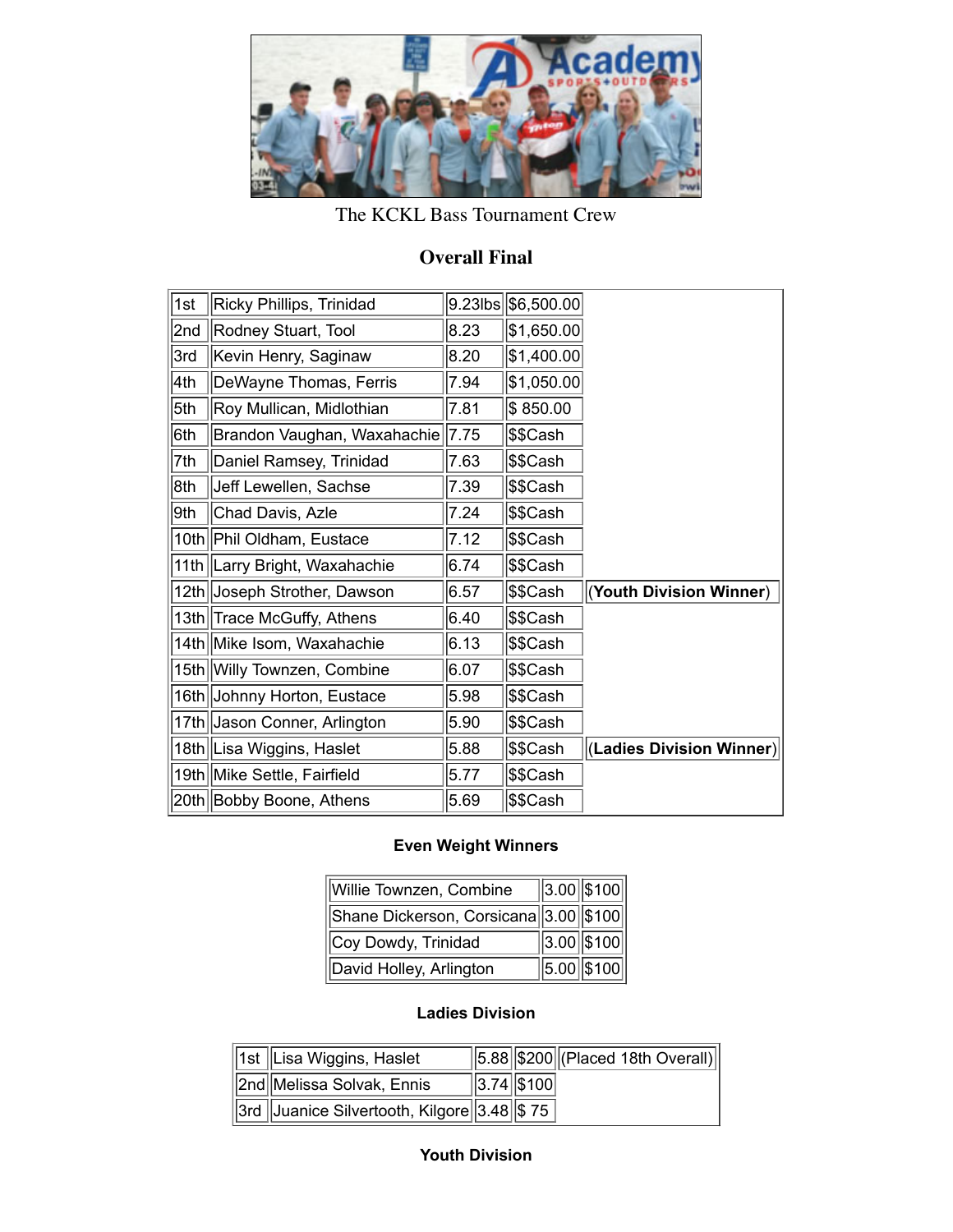The KCKL Bass Tournament Crew

## Overall Final

| | | | | |
|---|---|---|---|---|
| 1st | Ricky Phillips, Trinidad | 9.23lbs | $6,500.00 | |
| 2nd | Rodney Stuart, Tool | 8.23 | $1,650.00 | |
| 3rd | Kevin Henry, Saginaw | 8.20 | $1,400.00 | |
| 4th | DeWayne Thomas, Ferris | 7.94 | $1,050.00 | |
| 5th | Roy Mullican, Midlothian | 7.81 | $ 850.00 | |
| 6th | Brandon Vaughan, Waxahachie | 7.75 | $$Cash | |
| 7th | Daniel Ramsey, Trinidad | 7.63 | $$Cash | |
| 8th | Jeff Lewellen, Sachse | 7.39 | $$Cash | |
| 9th | Chad Davis, Azle | 7.24 | $$Cash | |
| 10th | Phil Oldham, Eustace | 7.12 | $$Cash | |
| 11th | Larry Bright, Waxahachie | 6.74 | $$Cash | |
| 12th | Joseph Strother, Dawson | 6.57 | $$Cash | (**Youth Division Winner**) |
| 13th | Trace McGuffy, Athens | 6.40 | $$Cash | |
| 14th | Mike Isom, Waxahachie | 6.13 | $$Cash | |
| 15th | Willy Townzen, Combine | 6.07 | $$Cash | |
| 16th | Johnny Horton, Eustace | 5.98 | $$Cash | |
| 17th | Jason Conner, Arlington | 5.90 | $$Cash | |
| 18th | Lisa Wiggins, Haslet | 5.88 | $$Cash | (**Ladies Division Winner**) |
| 19th | Mike Settle, Fairfield | 5.77 | $$Cash | |
| 20th | Bobby Boone, Athens | 5.69 | $$Cash | |

### Even Weight Winners

| | | |
|---|---|---|
| Willie Townzen, Combine | 3.00 | $100 |
| Shane Dickerson, Corsicana | 3.00 | $100 |
| Coy Dowdy, Trinidad | 3.00 | $100 |
| David Holley, Arlington | 5.00 | $100 |

### Ladies Division

| | | | | |
|---|---|---|---|---|
| 1st | Lisa Wiggins, Haslet | 5.88 | $200 | (Placed 18th Overall) |
| 2nd | Melissa Solvak, Ennis | 3.74 | $100 | |
| 3rd | Juanice Silvertooth, Kilgore | 3.48 | $ 75 | |

### Youth Division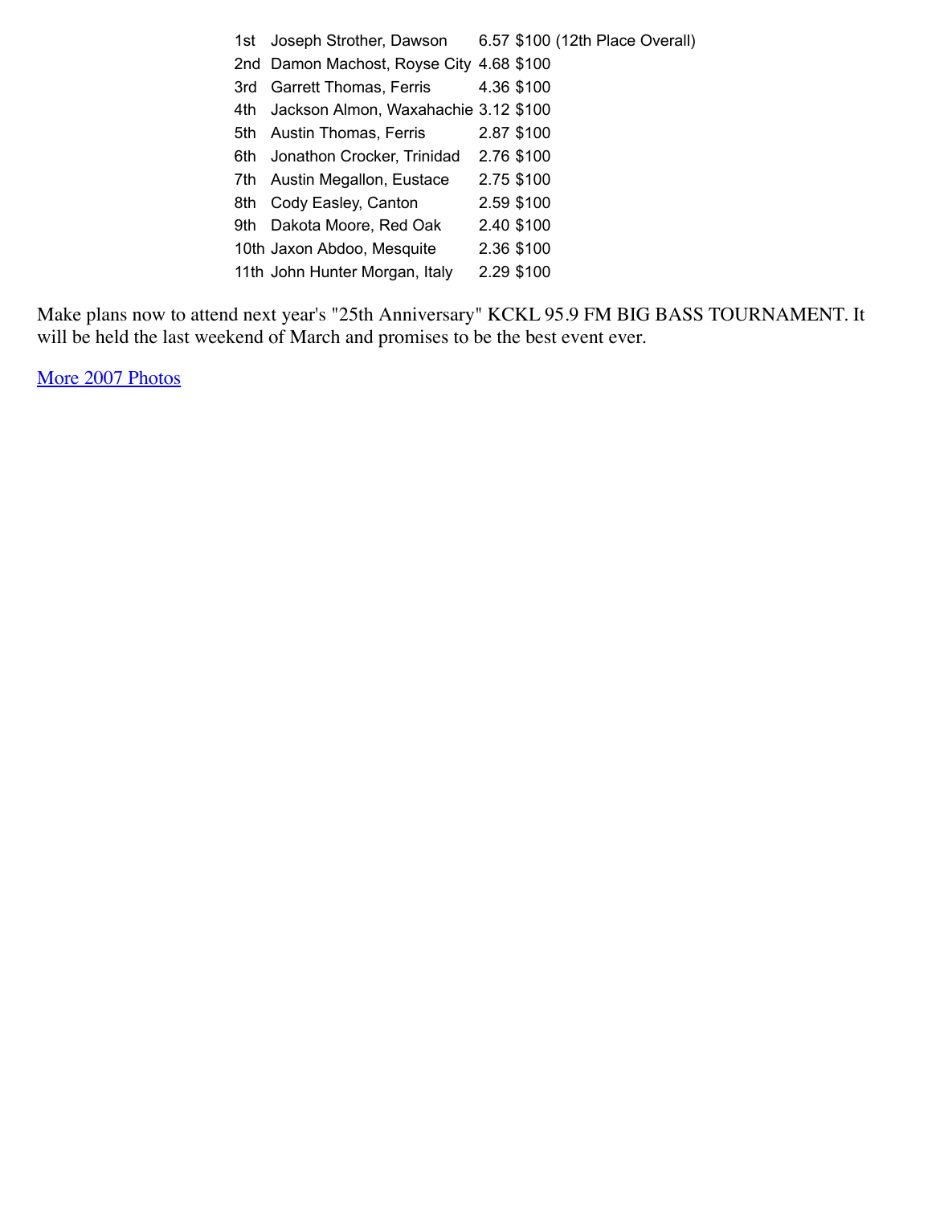| | | | |
|---|---|---|---|
| 1st | Joseph Strother, Dawson | 6.57 | $100 (12th Place Overall) |
| 2nd | Damon Machost, Royse City | 4.68 | $100 |
| 3rd | Garrett Thomas, Ferris | 4.36 | $100 |
| 4th | Jackson Almon, Waxahachie | 3.12 | $100 |
| 5th | Austin Thomas, Ferris | 2.87 | $100 |
| 6th | Jonathon Crocker, Trinidad | 2.76 | $100 |
| 7th | Austin Megallon, Eustace | 2.75 | $100 |
| 8th | Cody Easley, Canton | 2.59 | $100 |
| 9th | Dakota Moore, Red Oak | 2.40 | $100 |
| 10th | Jaxon Abdoo, Mesquite | 2.36 | $100 |
| 11th | John Hunter Morgan, Italy | 2.29 | $100 |

Make plans now to attend next year's "25th Anniversary" KCKL 95.9 FM BIG BASS TOURNAMENT. It will be held the last weekend of March and promises to be the best event ever.

More 2007 Photos